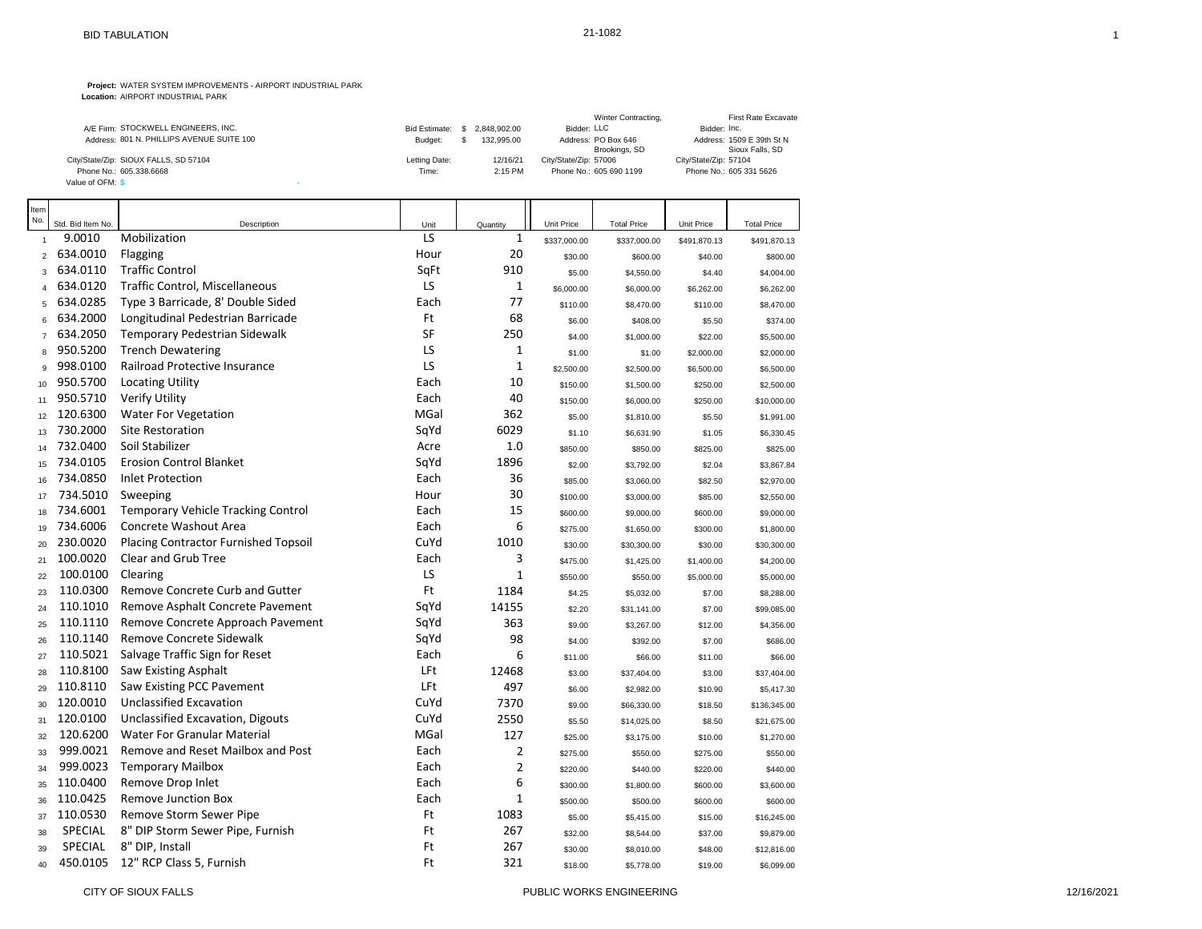BID TABULATION

21-1082

**Project:** WATER SYSTEM IMPROVEMENTS - AIRPORT INDUSTRIAL PARK
**Location:** AIRPORT INDUSTRIAL PARK

A/E Firm: STOCKWELL ENGINEERS, INC.
Address: 801 N. PHILLIPS AVENUE SUITE 100
City/State/Zip: SIOUX FALLS, SD 57104
Phone No.: 605.338.6668
Value of OFM: $ -

Bid Estimate: $ 2,848,902.00
Budget: $ 132,995.00
Letting Date: 12/16/21
Time: 2:15 PM

Bidder: Winter Contracting, LLC
Address: PO Box 646 Brookings, SD
City/State/Zip: 57006
Phone No.: 605 690 1199

Bidder: First Rate Excavate Inc.
Address: 1509 E 39th St N Sioux Falls, SD
City/State/Zip: 57104
Phone No.: 605 331 5626

| Item No. | Std. Bid Item No. | Description | Unit | Quantity | Winter Contracting, LLC Unit Price | Winter Contracting, LLC Total Price | First Rate Excavate Inc. Unit Price | First Rate Excavate Inc. Total Price |
|---|---|---|---|---|---|---|---|---|
| 1 | 9.0010 | Mobilization | LS | 1 | $337,000.00 | $337,000.00 | $491,870.13 | $491,870.13 |
| 2 | 634.0010 | Flagging | Hour | 20 | $30.00 | $600.00 | $40.00 | $800.00 |
| 3 | 634.0110 | Traffic Control | SqFt | 910 | $5.00 | $4,550.00 | $4.40 | $4,004.00 |
| 4 | 634.0120 | Traffic Control, Miscellaneous | LS | 1 | $6,000.00 | $6,000.00 | $6,262.00 | $6,262.00 |
| 5 | 634.0285 | Type 3 Barricade, 8' Double Sided | Each | 77 | $110.00 | $8,470.00 | $110.00 | $8,470.00 |
| 6 | 634.2000 | Longitudinal Pedestrian Barricade | Ft | 68 | $6.00 | $408.00 | $5.50 | $374.00 |
| 7 | 634.2050 | Temporary Pedestrian Sidewalk | SF | 250 | $4.00 | $1,000.00 | $22.00 | $5,500.00 |
| 8 | 950.5200 | Trench Dewatering | LS | 1 | $1.00 | $1.00 | $2,000.00 | $2,000.00 |
| 9 | 998.0100 | Railroad Protective Insurance | LS | 1 | $2,500.00 | $2,500.00 | $6,500.00 | $6,500.00 |
| 10 | 950.5700 | Locating Utility | Each | 10 | $150.00 | $1,500.00 | $250.00 | $2,500.00 |
| 11 | 950.5710 | Verify Utility | Each | 40 | $150.00 | $6,000.00 | $250.00 | $10,000.00 |
| 12 | 120.6300 | Water For Vegetation | MGal | 362 | $5.00 | $1,810.00 | $5.50 | $1,991.00 |
| 13 | 730.2000 | Site Restoration | SqYd | 6029 | $1.10 | $6,631.90 | $1.05 | $6,330.45 |
| 14 | 732.0400 | Soil Stabilizer | Acre | 1.0 | $850.00 | $850.00 | $825.00 | $825.00 |
| 15 | 734.0105 | Erosion Control Blanket | SqYd | 1896 | $2.00 | $3,792.00 | $2.04 | $3,867.84 |
| 16 | 734.0850 | Inlet Protection | Each | 36 | $85.00 | $3,060.00 | $82.50 | $2,970.00 |
| 17 | 734.5010 | Sweeping | Hour | 30 | $100.00 | $3,000.00 | $85.00 | $2,550.00 |
| 18 | 734.6001 | Temporary Vehicle Tracking Control | Each | 15 | $600.00 | $9,000.00 | $600.00 | $9,000.00 |
| 19 | 734.6006 | Concrete Washout Area | Each | 6 | $275.00 | $1,650.00 | $300.00 | $1,800.00 |
| 20 | 230.0020 | Placing Contractor Furnished Topsoil | CuYd | 1010 | $30.00 | $30,300.00 | $30.00 | $30,300.00 |
| 21 | 100.0020 | Clear and Grub Tree | Each | 3 | $475.00 | $1,425.00 | $1,400.00 | $4,200.00 |
| 22 | 100.0100 | Clearing | LS | 1 | $550.00 | $550.00 | $5,000.00 | $5,000.00 |
| 23 | 110.0300 | Remove Concrete Curb and Gutter | Ft | 1184 | $4.25 | $5,032.00 | $7.00 | $8,288.00 |
| 24 | 110.1010 | Remove Asphalt Concrete Pavement | SqYd | 14155 | $2.20 | $31,141.00 | $7.00 | $99,085.00 |
| 25 | 110.1110 | Remove Concrete Approach Pavement | SqYd | 363 | $9.00 | $3,267.00 | $12.00 | $4,356.00 |
| 26 | 110.1140 | Remove Concrete Sidewalk | SqYd | 98 | $4.00 | $392.00 | $7.00 | $686.00 |
| 27 | 110.5021 | Salvage Traffic Sign for Reset | Each | 6 | $11.00 | $66.00 | $11.00 | $66.00 |
| 28 | 110.8100 | Saw Existing Asphalt | LFt | 12468 | $3.00 | $37,404.00 | $3.00 | $37,404.00 |
| 29 | 110.8110 | Saw Existing PCC Pavement | LFt | 497 | $6.00 | $2,982.00 | $10.90 | $5,417.30 |
| 30 | 120.0010 | Unclassified Excavation | CuYd | 7370 | $9.00 | $66,330.00 | $18.50 | $136,345.00 |
| 31 | 120.0100 | Unclassified Excavation, Digouts | CuYd | 2550 | $5.50 | $14,025.00 | $8.50 | $21,675.00 |
| 32 | 120.6200 | Water For Granular Material | MGal | 127 | $25.00 | $3,175.00 | $10.00 | $1,270.00 |
| 33 | 999.0021 | Remove and Reset Mailbox and Post | Each | 2 | $275.00 | $550.00 | $275.00 | $550.00 |
| 34 | 999.0023 | Temporary Mailbox | Each | 2 | $220.00 | $440.00 | $220.00 | $440.00 |
| 35 | 110.0400 | Remove Drop Inlet | Each | 6 | $300.00 | $1,800.00 | $600.00 | $3,600.00 |
| 36 | 110.0425 | Remove Junction Box | Each | 1 | $500.00 | $500.00 | $600.00 | $600.00 |
| 37 | 110.0530 | Remove Storm Sewer Pipe | Ft | 1083 | $5.00 | $5,415.00 | $15.00 | $16,245.00 |
| 38 | SPECIAL | 8" DIP Storm Sewer Pipe, Furnish | Ft | 267 | $32.00 | $8,544.00 | $37.00 | $9,879.00 |
| 39 | SPECIAL | 8" DIP, Install | Ft | 267 | $30.00 | $8,010.00 | $48.00 | $12,816.00 |
| 40 | 450.0105 | 12" RCP Class 5, Furnish | Ft | 321 | $18.00 | $5,778.00 | $19.00 | $6,099.00 |

CITY OF SIOUX FALLS — PUBLIC WORKS ENGINEERING — 12/16/2021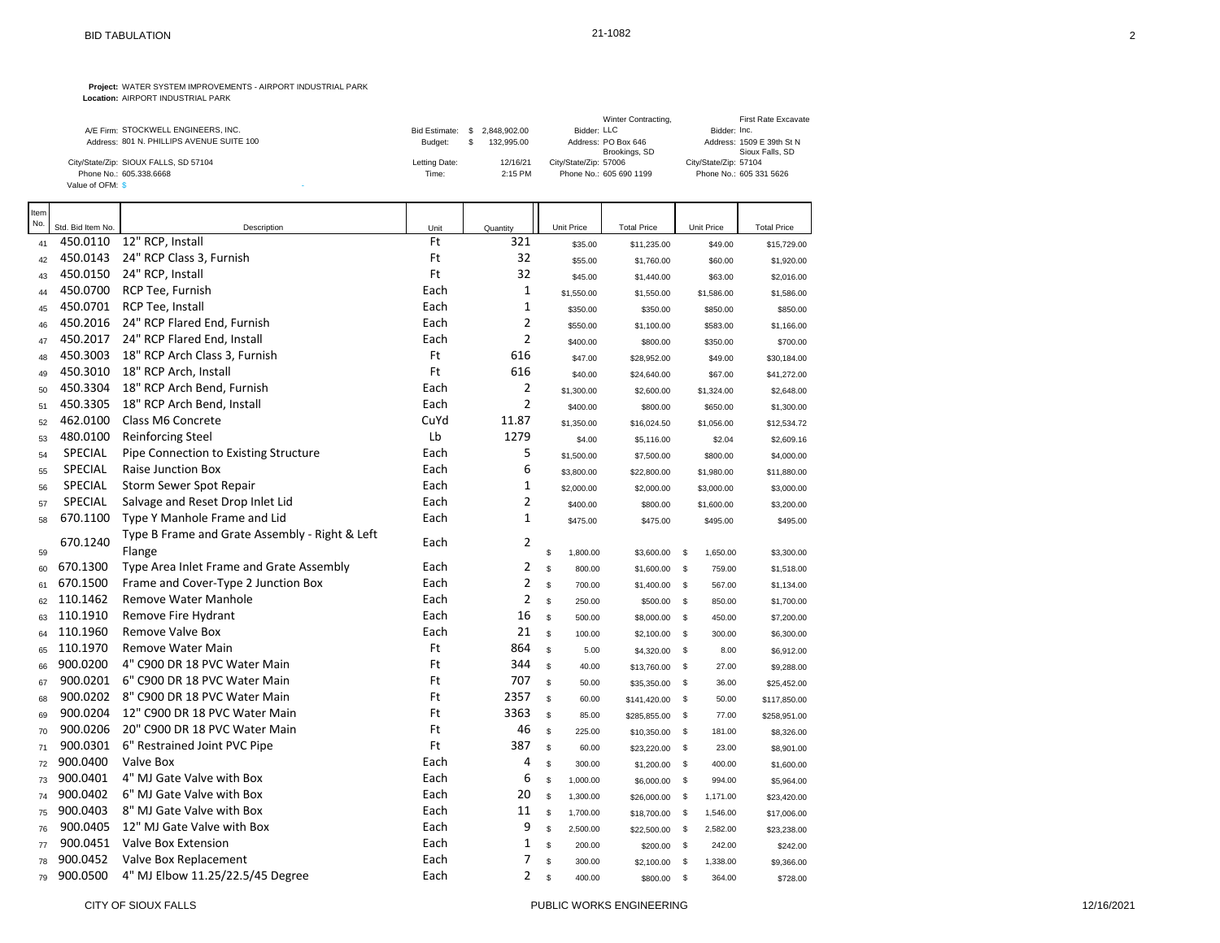BID TABULATION

21-1082

**Project:** WATER SYSTEM IMPROVEMENTS - AIRPORT INDUSTRIAL PARK
**Location:** AIRPORT INDUSTRIAL PARK

| | | | | | |
|---|---|---|---|---|---|
| A/E Firm: STOCKWELL ENGINEERS, INC. | Bid Estimate: $ 2,848,902.00 | Bidder: Winter Contracting, LLC | Bidder: First Rate Excavate Inc. |
| Address: 801 N. PHILLIPS AVENUE SUITE 100 | Budget: $ 132,995.00 | Address: PO Box 646 Brookings, SD | Address: 1509 E 39th St N Sioux Falls, SD |
| City/State/Zip: SIOUX FALLS, SD 57104 | Letting Date: 12/16/21 | City/State/Zip: 57006 | City/State/Zip: 57104 |
| Phone No.: 605.338.6668 | Time: 2:15 PM | Phone No.: 605 690 1199 | Phone No.: 605 331 5626 |
| Value of OFM: $ - | | | |

| Item No. | Std. Bid Item No. | Description | Unit | Quantity | Winter Contracting, LLC Unit Price | Winter Contracting, LLC Total Price | First Rate Excavate Inc. Unit Price | First Rate Excavate Inc. Total Price |
|---|---|---|---|---|---|---|---|---|
| 41 | 450.0110 | 12" RCP, Install | Ft | 321 | $35.00 | $11,235.00 | $49.00 | $15,729.00 |
| 42 | 450.0143 | 24" RCP Class 3, Furnish | Ft | 32 | $55.00 | $1,760.00 | $60.00 | $1,920.00 |
| 43 | 450.0150 | 24" RCP, Install | Ft | 32 | $45.00 | $1,440.00 | $63.00 | $2,016.00 |
| 44 | 450.0700 | RCP Tee, Furnish | Each | 1 | $1,550.00 | $1,550.00 | $1,586.00 | $1,586.00 |
| 45 | 450.0701 | RCP Tee, Install | Each | 1 | $350.00 | $350.00 | $850.00 | $850.00 |
| 46 | 450.2016 | 24" RCP Flared End, Furnish | Each | 2 | $550.00 | $1,100.00 | $583.00 | $1,166.00 |
| 47 | 450.2017 | 24" RCP Flared End, Install | Each | 2 | $400.00 | $800.00 | $350.00 | $700.00 |
| 48 | 450.3003 | 18" RCP Arch Class 3, Furnish | Ft | 616 | $47.00 | $28,952.00 | $49.00 | $30,184.00 |
| 49 | 450.3010 | 18" RCP Arch, Install | Ft | 616 | $40.00 | $24,640.00 | $67.00 | $41,272.00 |
| 50 | 450.3304 | 18" RCP Arch Bend, Furnish | Each | 2 | $1,300.00 | $2,600.00 | $1,324.00 | $2,648.00 |
| 51 | 450.3305 | 18" RCP Arch Bend, Install | Each | 2 | $400.00 | $800.00 | $650.00 | $1,300.00 |
| 52 | 462.0100 | Class M6 Concrete | CuYd | 11.87 | $1,350.00 | $16,024.50 | $1,056.00 | $12,534.72 |
| 53 | 480.0100 | Reinforcing Steel | Lb | 1279 | $4.00 | $5,116.00 | $2.04 | $2,609.16 |
| 54 | SPECIAL | Pipe Connection to Existing Structure | Each | 5 | $1,500.00 | $7,500.00 | $800.00 | $4,000.00 |
| 55 | SPECIAL | Raise Junction Box | Each | 6 | $3,800.00 | $22,800.00 | $1,980.00 | $11,880.00 |
| 56 | SPECIAL | Storm Sewer Spot Repair | Each | 1 | $2,000.00 | $2,000.00 | $3,000.00 | $3,000.00 |
| 57 | SPECIAL | Salvage and Reset Drop Inlet Lid | Each | 2 | $400.00 | $800.00 | $1,600.00 | $3,200.00 |
| 58 | 670.1100 | Type Y Manhole Frame and Lid | Each | 1 | $475.00 | $475.00 | $495.00 | $495.00 |
| 59 | 670.1240 | Type B Frame and Grate Assembly - Right & Left Flange | Each | 2 | $ 1,800.00 | $3,600.00 | $ 1,650.00 | $3,300.00 |
| 60 | 670.1300 | Type Area Inlet Frame and Grate Assembly | Each | 2 | $ 800.00 | $1,600.00 | $ 759.00 | $1,518.00 |
| 61 | 670.1500 | Frame and Cover-Type 2 Junction Box | Each | 2 | $ 700.00 | $1,400.00 | $ 567.00 | $1,134.00 |
| 62 | 110.1462 | Remove Water Manhole | Each | 2 | $ 250.00 | $500.00 | $ 850.00 | $1,700.00 |
| 63 | 110.1910 | Remove Fire Hydrant | Each | 16 | $ 500.00 | $8,000.00 | $ 450.00 | $7,200.00 |
| 64 | 110.1960 | Remove Valve Box | Each | 21 | $ 100.00 | $2,100.00 | $ 300.00 | $6,300.00 |
| 65 | 110.1970 | Remove Water Main | Ft | 864 | $ 5.00 | $4,320.00 | $ 8.00 | $6,912.00 |
| 66 | 900.0200 | 4" C900 DR 18 PVC Water Main | Ft | 344 | $ 40.00 | $13,760.00 | $ 27.00 | $9,288.00 |
| 67 | 900.0201 | 6" C900 DR 18 PVC Water Main | Ft | 707 | $ 50.00 | $35,350.00 | $ 36.00 | $25,452.00 |
| 68 | 900.0202 | 8" C900 DR 18 PVC Water Main | Ft | 2357 | $ 60.00 | $141,420.00 | $ 50.00 | $117,850.00 |
| 69 | 900.0204 | 12" C900 DR 18 PVC Water Main | Ft | 3363 | $ 85.00 | $285,855.00 | $ 77.00 | $258,951.00 |
| 70 | 900.0206 | 20" C900 DR 18 PVC Water Main | Ft | 46 | $ 225.00 | $10,350.00 | $ 181.00 | $8,326.00 |
| 71 | 900.0301 | 6" Restrained Joint PVC Pipe | Ft | 387 | $ 60.00 | $23,220.00 | $ 23.00 | $8,901.00 |
| 72 | 900.0400 | Valve Box | Each | 4 | $ 300.00 | $1,200.00 | $ 400.00 | $1,600.00 |
| 73 | 900.0401 | 4" MJ Gate Valve with Box | Each | 6 | $ 1,000.00 | $6,000.00 | $ 994.00 | $5,964.00 |
| 74 | 900.0402 | 6" MJ Gate Valve with Box | Each | 20 | $ 1,300.00 | $26,000.00 | $ 1,171.00 | $23,420.00 |
| 75 | 900.0403 | 8" MJ Gate Valve with Box | Each | 11 | $ 1,700.00 | $18,700.00 | $ 1,546.00 | $17,006.00 |
| 76 | 900.0405 | 12" MJ Gate Valve with Box | Each | 9 | $ 2,500.00 | $22,500.00 | $ 2,582.00 | $23,238.00 |
| 77 | 900.0451 | Valve Box Extension | Each | 1 | $ 200.00 | $200.00 | $ 242.00 | $242.00 |
| 78 | 900.0452 | Valve Box Replacement | Each | 7 | $ 300.00 | $2,100.00 | $ 1,338.00 | $9,366.00 |
| 79 | 900.0500 | 4" MJ Elbow 11.25/22.5/45 Degree | Each | 2 | $ 400.00 | $800.00 | $ 364.00 | $728.00 |

CITY OF SIOUX FALLS — PUBLIC WORKS ENGINEERING — 12/16/2021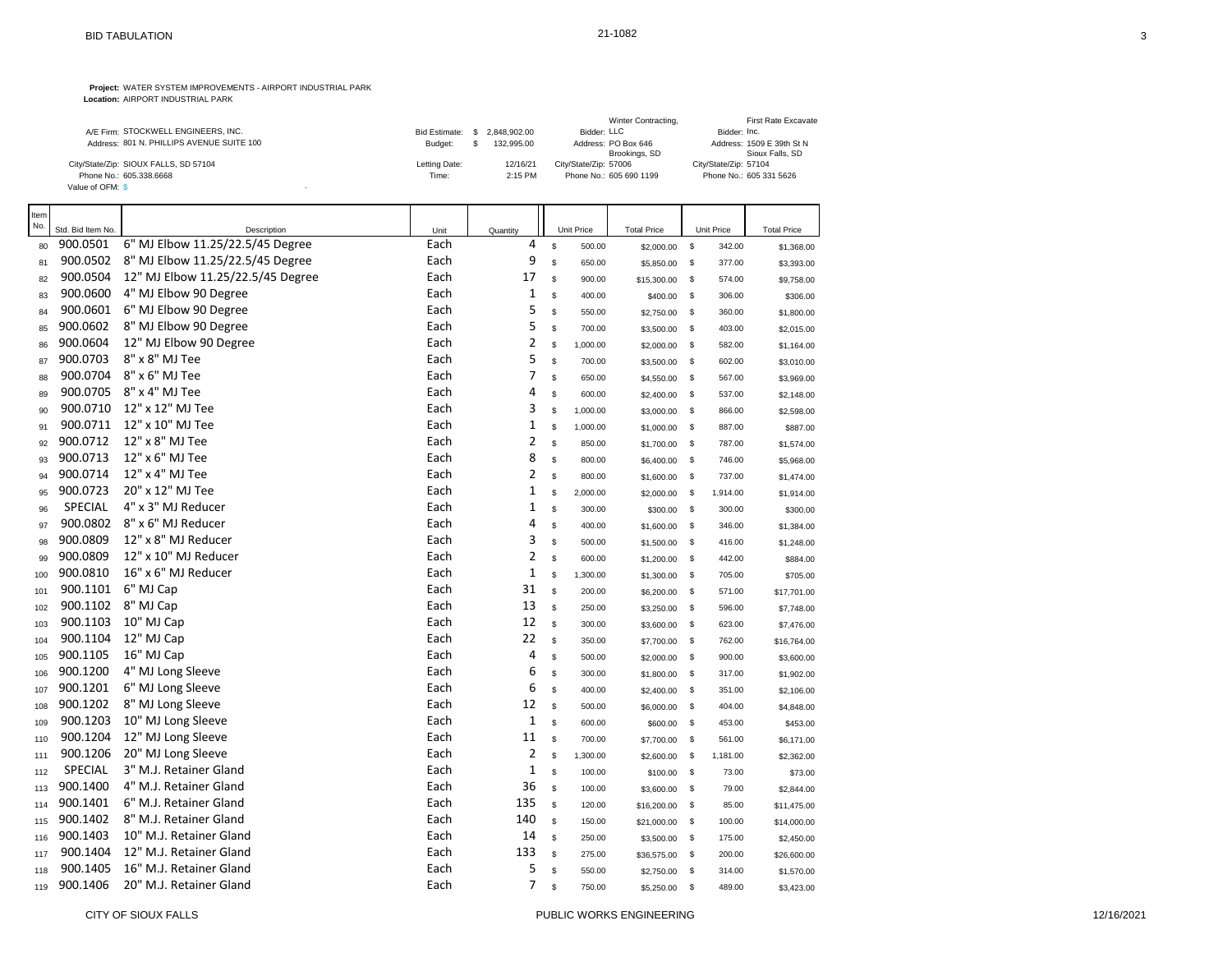BID TABULATION

21-1082

**Project:** WATER SYSTEM IMPROVEMENTS - AIRPORT INDUSTRIAL PARK
**Location:** AIRPORT INDUSTRIAL PARK

A/E Firm: STOCKWELL ENGINEERS, INC.
Address: 801 N. PHILLIPS AVENUE SUITE 100
City/State/Zip: SIOUX FALLS, SD 57104
Phone No.: 605.338.6668
Value of OFM: $ -

Bid Estimate: $ 2,848,902.00
Budget: $ 132,995.00
Letting Date: 12/16/21
Time: 2:15 PM

Bidder: Winter Contracting, LLC
Address: PO Box 646 Brookings, SD
City/State/Zip: 57006
Phone No.: 605 690 1199

Bidder: First Rate Excavate Inc.
Address: 1509 E 39th St N Sioux Falls, SD
City/State/Zip: 57104
Phone No.: 605 331 5626

| Item No. | Std. Bid Item No. | Description | Unit | Quantity | Winter Contracting, LLC Unit Price | Winter Contracting, LLC Total Price | First Rate Excavate Inc. Unit Price | First Rate Excavate Inc. Total Price |
|---|---|---|---|---|---|---|---|---|
| 80 | 900.0501 | 6" MJ Elbow 11.25/22.5/45 Degree | Each | 4 | $ 500.00 | $2,000.00 | $ 342.00 | $1,368.00 |
| 81 | 900.0502 | 8" MJ Elbow 11.25/22.5/45 Degree | Each | 9 | $ 650.00 | $5,850.00 | $ 377.00 | $3,393.00 |
| 82 | 900.0504 | 12" MJ Elbow 11.25/22.5/45 Degree | Each | 17 | $ 900.00 | $15,300.00 | $ 574.00 | $9,758.00 |
| 83 | 900.0600 | 4" MJ Elbow 90 Degree | Each | 1 | $ 400.00 | $400.00 | $ 306.00 | $306.00 |
| 84 | 900.0601 | 6" MJ Elbow 90 Degree | Each | 5 | $ 550.00 | $2,750.00 | $ 360.00 | $1,800.00 |
| 85 | 900.0602 | 8" MJ Elbow 90 Degree | Each | 5 | $ 700.00 | $3,500.00 | $ 403.00 | $2,015.00 |
| 86 | 900.0604 | 12" MJ Elbow 90 Degree | Each | 2 | $ 1,000.00 | $2,000.00 | $ 582.00 | $1,164.00 |
| 87 | 900.0703 | 8" x 8" MJ Tee | Each | 5 | $ 700.00 | $3,500.00 | $ 602.00 | $3,010.00 |
| 88 | 900.0704 | 8" x 6" MJ Tee | Each | 7 | $ 650.00 | $4,550.00 | $ 567.00 | $3,969.00 |
| 89 | 900.0705 | 8" x 4" MJ Tee | Each | 4 | $ 600.00 | $2,400.00 | $ 537.00 | $2,148.00 |
| 90 | 900.0710 | 12" x 12" MJ Tee | Each | 3 | $ 1,000.00 | $3,000.00 | $ 866.00 | $2,598.00 |
| 91 | 900.0711 | 12" x 10" MJ Tee | Each | 1 | $ 1,000.00 | $1,000.00 | $ 887.00 | $887.00 |
| 92 | 900.0712 | 12" x 8" MJ Tee | Each | 2 | $ 850.00 | $1,700.00 | $ 787.00 | $1,574.00 |
| 93 | 900.0713 | 12" x 6" MJ Tee | Each | 8 | $ 800.00 | $6,400.00 | $ 746.00 | $5,968.00 |
| 94 | 900.0714 | 12" x 4" MJ Tee | Each | 2 | $ 800.00 | $1,600.00 | $ 737.00 | $1,474.00 |
| 95 | 900.0723 | 20" x 12" MJ Tee | Each | 1 | $ 2,000.00 | $2,000.00 | $ 1,914.00 | $1,914.00 |
| 96 | SPECIAL | 4" x 3" MJ Reducer | Each | 1 | $ 300.00 | $300.00 | $ 300.00 | $300.00 |
| 97 | 900.0802 | 8" x 6" MJ Reducer | Each | 4 | $ 400.00 | $1,600.00 | $ 346.00 | $1,384.00 |
| 98 | 900.0809 | 12" x 8" MJ Reducer | Each | 3 | $ 500.00 | $1,500.00 | $ 416.00 | $1,248.00 |
| 99 | 900.0809 | 12" x 10" MJ Reducer | Each | 2 | $ 600.00 | $1,200.00 | $ 442.00 | $884.00 |
| 100 | 900.0810 | 16" x 6" MJ Reducer | Each | 1 | $ 1,300.00 | $1,300.00 | $ 705.00 | $705.00 |
| 101 | 900.1101 | 6" MJ Cap | Each | 31 | $ 200.00 | $6,200.00 | $ 571.00 | $17,701.00 |
| 102 | 900.1102 | 8" MJ Cap | Each | 13 | $ 250.00 | $3,250.00 | $ 596.00 | $7,748.00 |
| 103 | 900.1103 | 10" MJ Cap | Each | 12 | $ 300.00 | $3,600.00 | $ 623.00 | $7,476.00 |
| 104 | 900.1104 | 12" MJ Cap | Each | 22 | $ 350.00 | $7,700.00 | $ 762.00 | $16,764.00 |
| 105 | 900.1105 | 16" MJ Cap | Each | 4 | $ 500.00 | $2,000.00 | $ 900.00 | $3,600.00 |
| 106 | 900.1200 | 4" MJ Long Sleeve | Each | 6 | $ 300.00 | $1,800.00 | $ 317.00 | $1,902.00 |
| 107 | 900.1201 | 6" MJ Long Sleeve | Each | 6 | $ 400.00 | $2,400.00 | $ 351.00 | $2,106.00 |
| 108 | 900.1202 | 8" MJ Long Sleeve | Each | 12 | $ 500.00 | $6,000.00 | $ 404.00 | $4,848.00 |
| 109 | 900.1203 | 10" MJ Long Sleeve | Each | 1 | $ 600.00 | $600.00 | $ 453.00 | $453.00 |
| 110 | 900.1204 | 12" MJ Long Sleeve | Each | 11 | $ 700.00 | $7,700.00 | $ 561.00 | $6,171.00 |
| 111 | 900.1206 | 20" MJ Long Sleeve | Each | 2 | $ 1,300.00 | $2,600.00 | $ 1,181.00 | $2,362.00 |
| 112 | SPECIAL | 3" M.J. Retainer Gland | Each | 1 | $ 100.00 | $100.00 | $ 73.00 | $73.00 |
| 113 | 900.1400 | 4" M.J. Retainer Gland | Each | 36 | $ 100.00 | $3,600.00 | $ 79.00 | $2,844.00 |
| 114 | 900.1401 | 6" M.J. Retainer Gland | Each | 135 | $ 120.00 | $16,200.00 | $ 85.00 | $11,475.00 |
| 115 | 900.1402 | 8" M.J. Retainer Gland | Each | 140 | $ 150.00 | $21,000.00 | $ 100.00 | $14,000.00 |
| 116 | 900.1403 | 10" M.J. Retainer Gland | Each | 14 | $ 250.00 | $3,500.00 | $ 175.00 | $2,450.00 |
| 117 | 900.1404 | 12" M.J. Retainer Gland | Each | 133 | $ 275.00 | $36,575.00 | $ 200.00 | $26,600.00 |
| 118 | 900.1405 | 16" M.J. Retainer Gland | Each | 5 | $ 550.00 | $2,750.00 | $ 314.00 | $1,570.00 |
| 119 | 900.1406 | 20" M.J. Retainer Gland | Each | 7 | $ 750.00 | $5,250.00 | $ 489.00 | $3,423.00 |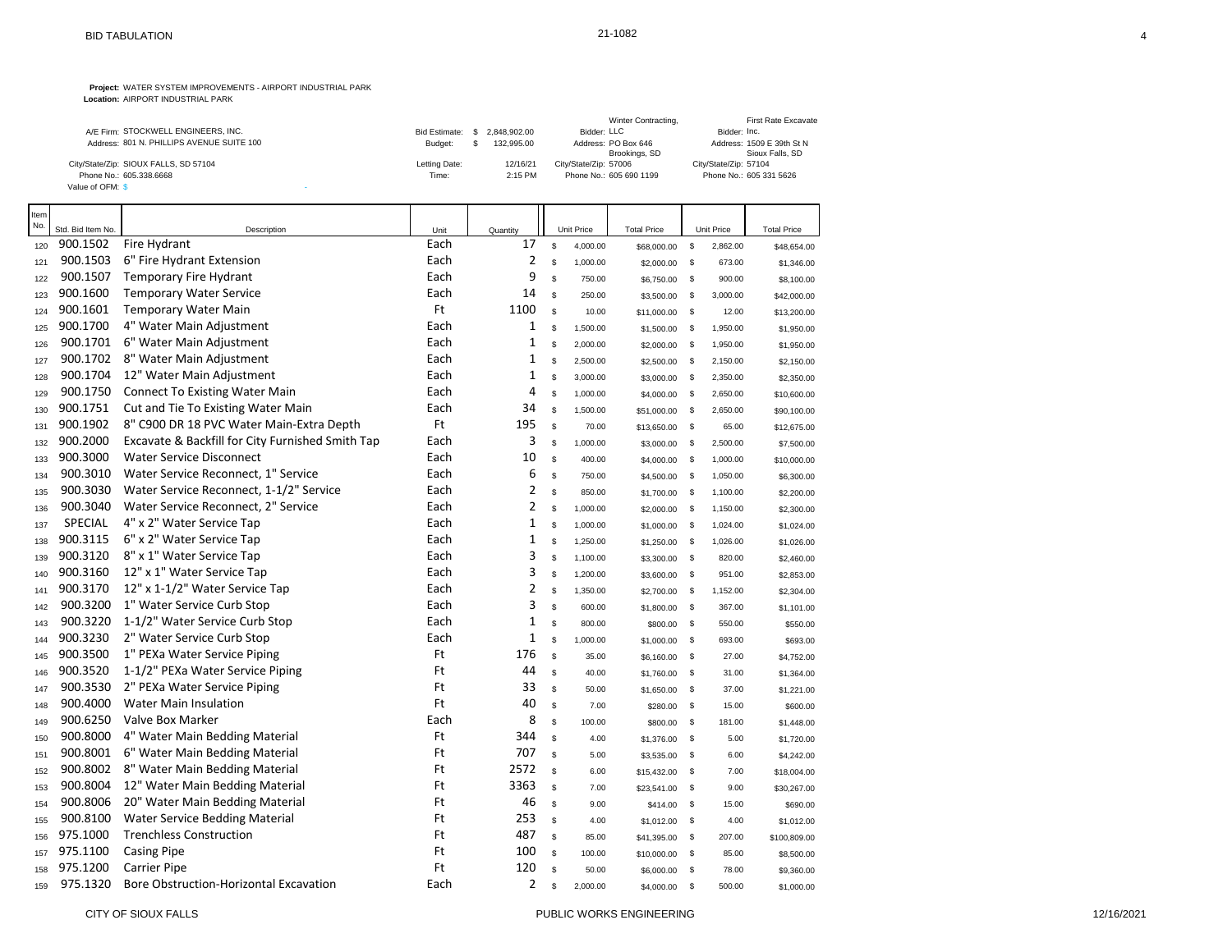# BID TABULATION

21-1082

**Project:** WATER SYSTEM IMPROVEMENTS - AIRPORT INDUSTRIAL PARK
**Location:** AIRPORT INDUSTRIAL PARK

| | | | | | |
|---|---|---|---|---|---|
| A/E Firm: STOCKWELL ENGINEERS, INC. | Bid Estimate: $ 2,848,902.00 | Bidder: | Winter Contracting, LLC | Bidder: | First Rate Excavate Inc. |
| Address: 801 N. PHILLIPS AVENUE SUITE 100 | Budget: $ 132,995.00 | Address: | PO Box 646 | Address: | 1509 E 39th St N |
| City/State/Zip: SIOUX FALLS, SD 57104 | Letting Date: 12/16/21 | City/State/Zip: | Brookings, SD 57006 | City/State/Zip: | Sioux Falls, SD 57104 |
| Phone No.: 605.338.6668 | Time: 2:15 PM | Phone No.: | 605 690 1199 | Phone No.: | 605 331 5626 |
| Value of OFM: $ - | | | | | |

| Item No. | Std. Bid Item No. | Description | Unit | Quantity | Winter Contracting Unit Price | Winter Contracting Total Price | First Rate Excavate Unit Price | First Rate Excavate Total Price |
|---|---|---|---|---|---|---|---|---|
| 120 | 900.1502 | Fire Hydrant | Each | 17 | $ 4,000.00 | $68,000.00 | $ 2,862.00 | $48,654.00 |
| 121 | 900.1503 | 6" Fire Hydrant Extension | Each | 2 | $ 1,000.00 | $2,000.00 | $ 673.00 | $1,346.00 |
| 122 | 900.1507 | Temporary Fire Hydrant | Each | 9 | $ 750.00 | $6,750.00 | $ 900.00 | $8,100.00 |
| 123 | 900.1600 | Temporary Water Service | Each | 14 | $ 250.00 | $3,500.00 | $ 3,000.00 | $42,000.00 |
| 124 | 900.1601 | Temporary Water Main | Ft | 1100 | $ 10.00 | $11,000.00 | $ 12.00 | $13,200.00 |
| 125 | 900.1700 | 4" Water Main Adjustment | Each | 1 | $ 1,500.00 | $1,500.00 | $ 1,950.00 | $1,950.00 |
| 126 | 900.1701 | 6" Water Main Adjustment | Each | 1 | $ 2,000.00 | $2,000.00 | $ 1,950.00 | $1,950.00 |
| 127 | 900.1702 | 8" Water Main Adjustment | Each | 1 | $ 2,500.00 | $2,500.00 | $ 2,150.00 | $2,150.00 |
| 128 | 900.1704 | 12" Water Main Adjustment | Each | 1 | $ 3,000.00 | $3,000.00 | $ 2,350.00 | $2,350.00 |
| 129 | 900.1750 | Connect To Existing Water Main | Each | 4 | $ 1,000.00 | $4,000.00 | $ 2,650.00 | $10,600.00 |
| 130 | 900.1751 | Cut and Tie To Existing Water Main | Each | 34 | $ 1,500.00 | $51,000.00 | $ 2,650.00 | $90,100.00 |
| 131 | 900.1902 | 8" C900 DR 18 PVC Water Main-Extra Depth | Ft | 195 | $ 70.00 | $13,650.00 | $ 65.00 | $12,675.00 |
| 132 | 900.2000 | Excavate & Backfill for City Furnished Smith Tap | Each | 3 | $ 1,000.00 | $3,000.00 | $ 2,500.00 | $7,500.00 |
| 133 | 900.3000 | Water Service Disconnect | Each | 10 | $ 400.00 | $4,000.00 | $ 1,000.00 | $10,000.00 |
| 134 | 900.3010 | Water Service Reconnect, 1" Service | Each | 6 | $ 750.00 | $4,500.00 | $ 1,050.00 | $6,300.00 |
| 135 | 900.3030 | Water Service Reconnect, 1-1/2" Service | Each | 2 | $ 850.00 | $1,700.00 | $ 1,100.00 | $2,200.00 |
| 136 | 900.3040 | Water Service Reconnect, 2" Service | Each | 2 | $ 1,000.00 | $2,000.00 | $ 1,150.00 | $2,300.00 |
| 137 | SPECIAL | 4" x 2" Water Service Tap | Each | 1 | $ 1,000.00 | $1,000.00 | $ 1,024.00 | $1,024.00 |
| 138 | 900.3115 | 6" x 2" Water Service Tap | Each | 1 | $ 1,250.00 | $1,250.00 | $ 1,026.00 | $1,026.00 |
| 139 | 900.3120 | 8" x 1" Water Service Tap | Each | 3 | $ 1,100.00 | $3,300.00 | $ 820.00 | $2,460.00 |
| 140 | 900.3160 | 12" x 1" Water Service Tap | Each | 3 | $ 1,200.00 | $3,600.00 | $ 951.00 | $2,853.00 |
| 141 | 900.3170 | 12" x 1-1/2" Water Service Tap | Each | 2 | $ 1,350.00 | $2,700.00 | $ 1,152.00 | $2,304.00 |
| 142 | 900.3200 | 1" Water Service Curb Stop | Each | 3 | $ 600.00 | $1,800.00 | $ 367.00 | $1,101.00 |
| 143 | 900.3220 | 1-1/2" Water Service Curb Stop | Each | 1 | $ 800.00 | $800.00 | $ 550.00 | $550.00 |
| 144 | 900.3230 | 2" Water Service Curb Stop | Each | 1 | $ 1,000.00 | $1,000.00 | $ 693.00 | $693.00 |
| 145 | 900.3500 | 1" PEXa Water Service Piping | Ft | 176 | $ 35.00 | $6,160.00 | $ 27.00 | $4,752.00 |
| 146 | 900.3520 | 1-1/2" PEXa Water Service Piping | Ft | 44 | $ 40.00 | $1,760.00 | $ 31.00 | $1,364.00 |
| 147 | 900.3530 | 2" PEXa Water Service Piping | Ft | 33 | $ 50.00 | $1,650.00 | $ 37.00 | $1,221.00 |
| 148 | 900.4000 | Water Main Insulation | Ft | 40 | $ 7.00 | $280.00 | $ 15.00 | $600.00 |
| 149 | 900.6250 | Valve Box Marker | Each | 8 | $ 100.00 | $800.00 | $ 181.00 | $1,448.00 |
| 150 | 900.8000 | 4" Water Main Bedding Material | Ft | 344 | $ 4.00 | $1,376.00 | $ 5.00 | $1,720.00 |
| 151 | 900.8001 | 6" Water Main Bedding Material | Ft | 707 | $ 5.00 | $3,535.00 | $ 6.00 | $4,242.00 |
| 152 | 900.8002 | 8" Water Main Bedding Material | Ft | 2572 | $ 6.00 | $15,432.00 | $ 7.00 | $18,004.00 |
| 153 | 900.8004 | 12" Water Main Bedding Material | Ft | 3363 | $ 7.00 | $23,541.00 | $ 9.00 | $30,267.00 |
| 154 | 900.8006 | 20" Water Main Bedding Material | Ft | 46 | $ 9.00 | $414.00 | $ 15.00 | $690.00 |
| 155 | 900.8100 | Water Service Bedding Material | Ft | 253 | $ 4.00 | $1,012.00 | $ 4.00 | $1,012.00 |
| 156 | 975.1000 | Trenchless Construction | Ft | 487 | $ 85.00 | $41,395.00 | $ 207.00 | $100,809.00 |
| 157 | 975.1100 | Casing Pipe | Ft | 100 | $ 100.00 | $10,000.00 | $ 85.00 | $8,500.00 |
| 158 | 975.1200 | Carrier Pipe | Ft | 120 | $ 50.00 | $6,000.00 | $ 78.00 | $9,360.00 |
| 159 | 975.1320 | Bore Obstruction-Horizontal Excavation | Each | 2 | $ 2,000.00 | $4,000.00 | $ 500.00 | $1,000.00 |

CITY OF SIOUX FALLS — PUBLIC WORKS ENGINEERING — 12/16/2021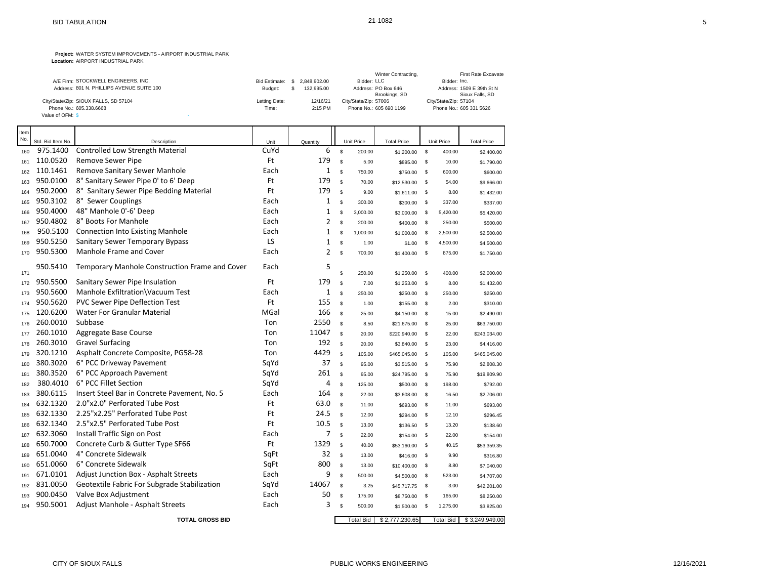BID TABULATION

21-1082

**Project:** WATER SYSTEM IMPROVEMENTS - AIRPORT INDUSTRIAL PARK
**Location:** AIRPORT INDUSTRIAL PARK

| | | | | | |
|---|---|---|---|---|---|
| A/E Firm: STOCKWELL ENGINEERS, INC. | Bid Estimate: | $ 2,848,902.00 | Bidder: Winter Contracting, LLC | | Bidder: First Rate Excavate Inc. |
| Address: 801 N. PHILLIPS AVENUE SUITE 100 | Budget: | $ 132,995.00 | Address: PO Box 646 Brookings, SD | | Address: 1509 E 39th St N Sioux Falls, SD |
| City/State/Zip: SIOUX FALLS, SD 57104 | Letting Date: | 12/16/21 | City/State/Zip: 57006 | | City/State/Zip: 57104 |
| Phone No.: 605.338.6668 | Time: | 2:15 PM | Phone No.: 605 690 1199 | | Phone No.: 605 331 5626 |
| Value of OFM: $ - | | | | | |

| Item No. | Std. Bid Item No. | Description | Unit | Quantity | Unit Price | Total Price | Unit Price | Total Price |
|---|---|---|---|---|---|---|---|---|
| 160 | 975.1400 | Controlled Low Strength Material | CuYd | 6 | $ 200.00 | $1,200.00 | $ 400.00 | $2,400.00 |
| 161 | 110.0520 | Remove Sewer Pipe | Ft | 179 | $ 5.00 | $895.00 | $ 10.00 | $1,790.00 |
| 162 | 110.1461 | Remove Sanitary Sewer Manhole | Each | 1 | $ 750.00 | $750.00 | $ 600.00 | $600.00 |
| 163 | 950.0100 | 8" Sanitary Sewer Pipe 0' to 6' Deep | Ft | 179 | $ 70.00 | $12,530.00 | $ 54.00 | $9,666.00 |
| 164 | 950.2000 | 8" Sanitary Sewer Pipe Bedding Material | Ft | 179 | $ 9.00 | $1,611.00 | $ 8.00 | $1,432.00 |
| 165 | 950.3102 | 8" Sewer Couplings | Each | 1 | $ 300.00 | $300.00 | $ 337.00 | $337.00 |
| 166 | 950.4000 | 48" Manhole 0'-6' Deep | Each | 1 | $ 3,000.00 | $3,000.00 | $ 5,420.00 | $5,420.00 |
| 167 | 950.4802 | 8" Boots For Manhole | Each | 2 | $ 200.00 | $400.00 | $ 250.00 | $500.00 |
| 168 | 950.5100 | Connection Into Existing Manhole | Each | 1 | $ 1,000.00 | $1,000.00 | $ 2,500.00 | $2,500.00 |
| 169 | 950.5250 | Sanitary Sewer Temporary Bypass | LS | 1 | $ 1.00 | $1.00 | $ 4,500.00 | $4,500.00 |
| 170 | 950.5300 | Manhole Frame and Cover | Each | 2 | $ 700.00 | $1,400.00 | $ 875.00 | $1,750.00 |
| 171 | 950.5410 | Temporary Manhole Construction Frame and Cover | Each | 5 | $ 250.00 | $1,250.00 | $ 400.00 | $2,000.00 |
| 172 | 950.5500 | Sanitary Sewer Pipe Insulation | Ft | 179 | $ 7.00 | $1,253.00 | $ 8.00 | $1,432.00 |
| 173 | 950.5600 | Manhole Exfiltration\Vacuum Test | Each | 1 | $ 250.00 | $250.00 | $ 250.00 | $250.00 |
| 174 | 950.5620 | PVC Sewer Pipe Deflection Test | Ft | 155 | $ 1.00 | $155.00 | $ 2.00 | $310.00 |
| 175 | 120.6200 | Water For Granular Material | MGal | 166 | $ 25.00 | $4,150.00 | $ 15.00 | $2,490.00 |
| 176 | 260.0010 | Subbase | Ton | 2550 | $ 8.50 | $21,675.00 | $ 25.00 | $63,750.00 |
| 177 | 260.1010 | Aggregate Base Course | Ton | 11047 | $ 20.00 | $220,940.00 | $ 22.00 | $243,034.00 |
| 178 | 260.3010 | Gravel Surfacing | Ton | 192 | $ 20.00 | $3,840.00 | $ 23.00 | $4,416.00 |
| 179 | 320.1210 | Asphalt Concrete Composite, PG58-28 | Ton | 4429 | $ 105.00 | $465,045.00 | $ 105.00 | $465,045.00 |
| 180 | 380.3020 | 6" PCC Driveway Pavement | SqYd | 37 | $ 95.00 | $3,515.00 | $ 75.90 | $2,808.30 |
| 181 | 380.3520 | 6" PCC Approach Pavement | SqYd | 261 | $ 95.00 | $24,795.00 | $ 75.90 | $19,809.90 |
| 182 | 380.4010 | 6" PCC Fillet Section | SqYd | 4 | $ 125.00 | $500.00 | $ 198.00 | $792.00 |
| 183 | 380.6115 | Insert Steel Bar in Concrete Pavement, No. 5 | Each | 164 | $ 22.00 | $3,608.00 | $ 16.50 | $2,706.00 |
| 184 | 632.1320 | 2.0"x2.0" Perforated Tube Post | Ft | 63.0 | $ 11.00 | $693.00 | $ 11.00 | $693.00 |
| 185 | 632.1330 | 2.25"x2.25" Perforated Tube Post | Ft | 24.5 | $ 12.00 | $294.00 | $ 12.10 | $296.45 |
| 186 | 632.1340 | 2.5"x2.5" Perforated Tube Post | Ft | 10.5 | $ 13.00 | $136.50 | $ 13.20 | $138.60 |
| 187 | 632.3060 | Install Traffic Sign on Post | Each | 7 | $ 22.00 | $154.00 | $ 22.00 | $154.00 |
| 188 | 650.7000 | Concrete Curb & Gutter Type SF66 | Ft | 1329 | $ 40.00 | $53,160.00 | $ 40.15 | $53,359.35 |
| 189 | 651.0040 | 4" Concrete Sidewalk | SqFt | 32 | $ 13.00 | $416.00 | $ 9.90 | $316.80 |
| 190 | 651.0060 | 6" Concrete Sidewalk | SqFt | 800 | $ 13.00 | $10,400.00 | $ 8.80 | $7,040.00 |
| 191 | 671.0101 | Adjust Junction Box - Asphalt Streets | Each | 9 | $ 500.00 | $4,500.00 | $ 523.00 | $4,707.00 |
| 192 | 831.0050 | Geotextile Fabric For Subgrade Stabilization | SqYd | 14067 | $ 3.25 | $45,717.75 | $ 3.00 | $42,201.00 |
| 193 | 900.0450 | Valve Box Adjustment | Each | 50 | $ 175.00 | $8,750.00 | $ 165.00 | $8,250.00 |
| 194 | 950.5001 | Adjust Manhole - Asphalt Streets | Each | 3 | $ 500.00 | $1,500.00 | $ 1,275.00 | $3,825.00 |
| | | **TOTAL GROSS BID** | | | Total Bid | $ 2,777,230.65 | Total Bid | $ 3,249,949.00 |

CITY OF SIOUX FALLS — PUBLIC WORKS ENGINEERING — 12/16/2021